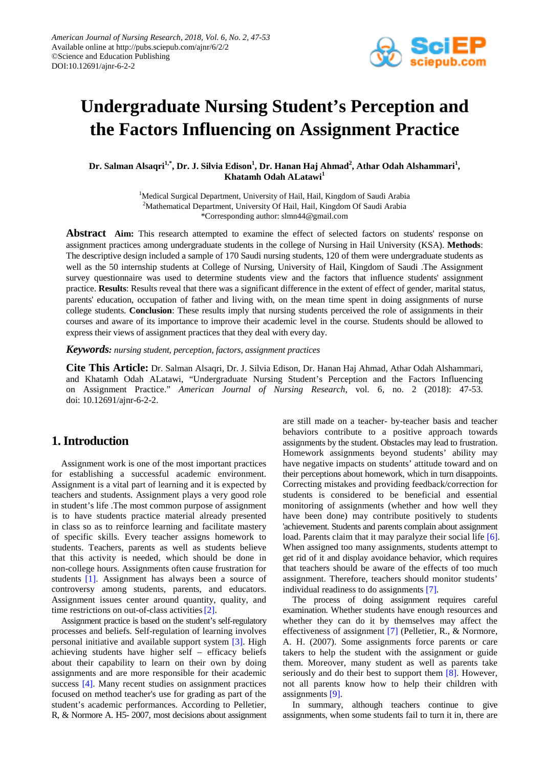# Undergraduate Nursing Student's Perception and the Factors Influencing on Assignment Practice

**Dr. Salman Alsaqri[1,*], Dr. J. Silvia Edison[1], Dr. Hanan Haj Ahmad[2], Athar Odah Alshammari[1], Khatamh Odah ALatawi[1]**

[1]Medical Surgical Department, University of Hail, Hail, Kingdom of Saudi Arabia
[2]Mathematical Department, University Of Hail, Hail, Kingdom Of Saudi Arabia
*Corresponding author: slmn44@gmail.com

**Abstract** **Aim:** This research attempted to examine the effect of selected factors on students' response on assignment practices among undergraduate students in the college of Nursing in Hail University (KSA). **Methods**: The descriptive design included a sample of 170 Saudi nursing students, 120 of them were undergraduate students as well as the 50 internship students at College of Nursing, University of Hail, Kingdom of Saudi .The Assignment survey questionnaire was used to determine students view and the factors that influence students' assignment practice. **Results**: Results reveal that there was a significant difference in the extent of effect of gender, marital status, parents' education, occupation of father and living with, on the mean time spent in doing assignments of nurse college students. **Conclusion**: These results imply that nursing students perceived the role of assignments in their courses and aware of its importance to improve their academic level in the course. Students should be allowed to express their views of assignment practices that they deal with every day.

***Keywords:*** *nursing student, perception, factors, assignment practices*

**Cite This Article:** Dr. Salman Alsaqri, Dr. J. Silvia Edison, Dr. Hanan Haj Ahmad, Athar Odah Alshammari, and Khatamh Odah ALatawi, "Undergraduate Nursing Student's Perception and the Factors Influencing on Assignment Practice." *American Journal of Nursing Research*, vol. 6, no. 2 (2018): 47-53. doi: 10.12691/ajnr-6-2-2.

## 1. Introduction

Assignment work is one of the most important practices for establishing a successful academic environment. Assignment is a vital part of learning and it is expected by teachers and students. Assignment plays a very good role in student's life .The most common purpose of assignment is to have students practice material already presented in class so as to reinforce learning and facilitate mastery of specific skills. Every teacher assigns homework to students. Teachers, parents as well as students believe that this activity is needed, which should be done in non-college hours. Assignments often cause frustration for students [1]. Assignment has always been a source of controversy among students, parents, and educators. Assignment issues center around quantity, quality, and time restrictions on out-of-class activities [2].

Assignment practice is based on the student's self-regulatory processes and beliefs. Self-regulation of learning involves personal initiative and available support system [3]. High achieving students have higher self – efficacy beliefs about their capability to learn on their own by doing assignments and are more responsible for their academic success [4]. Many recent studies on assignment practices focused on method teacher's use for grading as part of the student's academic performances. According to Pelletier, R, & Normore A. H5- 2007, most decisions about assignment are still made on a teacher- by-teacher basis and teacher behaviors contribute to a positive approach towards assignments by the student. Obstacles may lead to frustration. Homework assignments beyond students' ability may have negative impacts on students' attitude toward and on their perceptions about homework, which in turn disappoints. Correcting mistakes and providing feedback/correction for students is considered to be beneficial and essential monitoring of assignments (whether and how well they have been done) may contribute positively to students 'achievement. Students and parents complain about assignment load. Parents claim that it may paralyze their social life [6]. When assigned too many assignments, students attempt to get rid of it and display avoidance behavior, which requires that teachers should be aware of the effects of too much assignment. Therefore, teachers should monitor students' individual readiness to do assignments [7].

The process of doing assignment requires careful examination. Whether students have enough resources and whether they can do it by themselves may affect the effectiveness of assignment [7] (Pelletier, R., & Normore, A. H. (2007). Some assignments force parents or care takers to help the student with the assignment or guide them. Moreover, many student as well as parents take seriously and do their best to support them [8]. However, not all parents know how to help their children with assignments [9].

In summary, although teachers continue to give assignments, when some students fail to turn it in, there are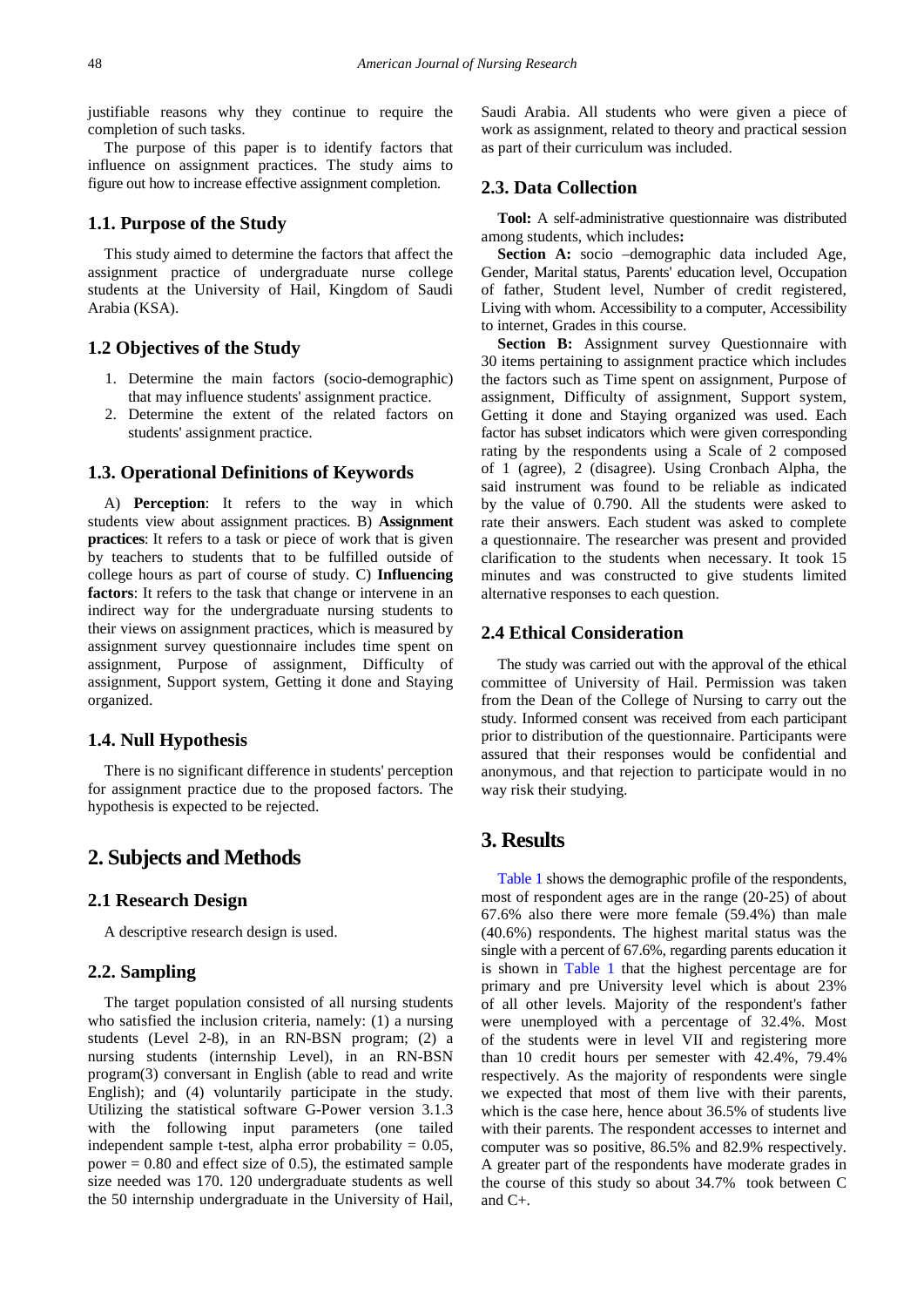justifiable reasons why they continue to require the completion of such tasks.

The purpose of this paper is to identify factors that influence on assignment practices. The study aims to figure out how to increase effective assignment completion.

### 1.1. Purpose of the Study

This study aimed to determine the factors that affect the assignment practice of undergraduate nurse college students at the University of Hail, Kingdom of Saudi Arabia (KSA).

### 1.2 Objectives of the Study

1. Determine the main factors (socio-demographic) that may influence students' assignment practice.
2. Determine the extent of the related factors on students' assignment practice.

### 1.3. Operational Definitions of Keywords

A) **Perception**: It refers to the way in which students view about assignment practices. B) **Assignment practices**: It refers to a task or piece of work that is given by teachers to students that to be fulfilled outside of college hours as part of course of study. C) **Influencing factors**: It refers to the task that change or intervene in an indirect way for the undergraduate nursing students to their views on assignment practices, which is measured by assignment survey questionnaire includes time spent on assignment, Purpose of assignment, Difficulty of assignment, Support system, Getting it done and Staying organized.

### 1.4. Null Hypothesis

There is no significant difference in students' perception for assignment practice due to the proposed factors. The hypothesis is expected to be rejected.

## 2. Subjects and Methods

### 2.1 Research Design

A descriptive research design is used.

### 2.2. Sampling

The target population consisted of all nursing students who satisfied the inclusion criteria, namely: (1) a nursing students (Level 2-8), in an RN-BSN program; (2) a nursing students (internship Level), in an RN-BSN program(3) conversant in English (able to read and write English); and (4) voluntarily participate in the study. Utilizing the statistical software G-Power version 3.1.3 with the following input parameters (one tailed independent sample t-test, alpha error probability = 0.05, power = 0.80 and effect size of 0.5), the estimated sample size needed was 170. 120 undergraduate students as well the 50 internship undergraduate in the University of Hail, Saudi Arabia. All students who were given a piece of work as assignment, related to theory and practical session as part of their curriculum was included.

### 2.3. Data Collection

**Tool:** A self-administrative questionnaire was distributed among students, which includes**:**

**Section A:** socio –demographic data included Age, Gender, Marital status, Parents' education level, Occupation of father, Student level, Number of credit registered, Living with whom. Accessibility to a computer, Accessibility to internet, Grades in this course.

**Section B:** Assignment survey Questionnaire with 30 items pertaining to assignment practice which includes the factors such as Time spent on assignment, Purpose of assignment, Difficulty of assignment, Support system, Getting it done and Staying organized was used. Each factor has subset indicators which were given corresponding rating by the respondents using a Scale of 2 composed of 1 (agree), 2 (disagree). Using Cronbach Alpha, the said instrument was found to be reliable as indicated by the value of 0.790. All the students were asked to rate their answers. Each student was asked to complete a questionnaire. The researcher was present and provided clarification to the students when necessary. It took 15 minutes and was constructed to give students limited alternative responses to each question.

### 2.4 Ethical Consideration

The study was carried out with the approval of the ethical committee of University of Hail. Permission was taken from the Dean of the College of Nursing to carry out the study. Informed consent was received from each participant prior to distribution of the questionnaire. Participants were assured that their responses would be confidential and anonymous, and that rejection to participate would in no way risk their studying.

## 3. Results

Table 1 shows the demographic profile of the respondents, most of respondent ages are in the range (20-25) of about 67.6% also there were more female (59.4%) than male (40.6%) respondents. The highest marital status was the single with a percent of 67.6%, regarding parents education it is shown in Table 1 that the highest percentage are for primary and pre University level which is about 23% of all other levels. Majority of the respondent's father were unemployed with a percentage of 32.4%. Most of the students were in level VII and registering more than 10 credit hours per semester with 42.4%, 79.4% respectively. As the majority of respondents were single we expected that most of them live with their parents, which is the case here, hence about 36.5% of students live with their parents. The respondent accesses to internet and computer was so positive, 86.5% and 82.9% respectively. A greater part of the respondents have moderate grades in the course of this study so about 34.7% took between C and C+.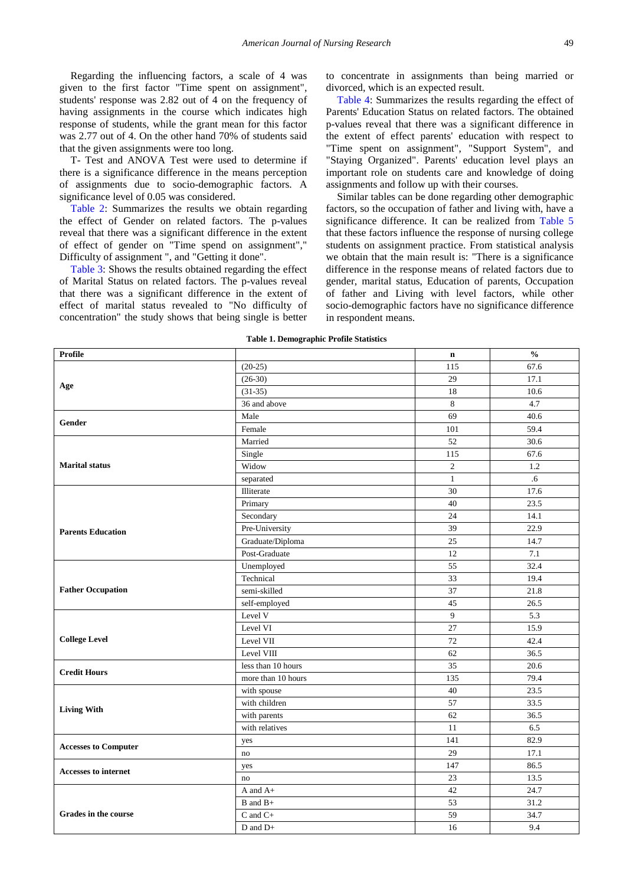Regarding the influencing factors, a scale of 4 was given to the first factor "Time spent on assignment", students' response was 2.82 out of 4 on the frequency of having assignments in the course which indicates high response of students, while the grant mean for this factor was 2.77 out of 4. On the other hand 70% of students said that the given assignments were too long.

T- Test and ANOVA Test were used to determine if there is a significance difference in the means perception of assignments due to socio-demographic factors. A significance level of 0.05 was considered.

Table 2: Summarizes the results we obtain regarding the effect of Gender on related factors. The p-values reveal that there was a significant difference in the extent of effect of gender on "Time spend on assignment"," Difficulty of assignment ", and "Getting it done".

Table 3: Shows the results obtained regarding the effect of Marital Status on related factors. The p-values reveal that there was a significant difference in the extent of effect of marital status revealed to "No difficulty of concentration" the study shows that being single is better to concentrate in assignments than being married or divorced, which is an expected result.

Table 4: Summarizes the results regarding the effect of Parents' Education Status on related factors. The obtained p-values reveal that there was a significant difference in the extent of effect parents' education with respect to "Time spent on assignment", "Support System", and "Staying Organized". Parents' education level plays an important role on students care and knowledge of doing assignments and follow up with their courses.

Similar tables can be done regarding other demographic factors, so the occupation of father and living with, have a significance difference. It can be realized from Table 5 that these factors influence the response of nursing college students on assignment practice. From statistical analysis we obtain that the main result is: "There is a significance difference in the response means of related factors due to gender, marital status, Education of parents, Occupation of father and Living with level factors, while other socio-demographic factors have no significance difference in respondent means.

**Table 1. Demographic Profile Statistics**

| Profile | | n | % |
|---|---|---|---|
| **Age** | (20-25) | 115 | 67.6 |
| | (26-30) | 29 | 17.1 |
| | (31-35) | 18 | 10.6 |
| | 36 and above | 8 | 4.7 |
| **Gender** | Male | 69 | 40.6 |
| | Female | 101 | 59.4 |
| **Marital status** | Married | 52 | 30.6 |
| | Single | 115 | 67.6 |
| | Widow | 2 | 1.2 |
| | separated | 1 | .6 |
| **Parents Education** | Illiterate | 30 | 17.6 |
| | Primary | 40 | 23.5 |
| | Secondary | 24 | 14.1 |
| | Pre-University | 39 | 22.9 |
| | Graduate/Diploma | 25 | 14.7 |
| | Post-Graduate | 12 | 7.1 |
| **Father Occupation** | Unemployed | 55 | 32.4 |
| | Technical | 33 | 19.4 |
| | semi-skilled | 37 | 21.8 |
| | self-employed | 45 | 26.5 |
| **College Level** | Level V | 9 | 5.3 |
| | Level VI | 27 | 15.9 |
| | Level VII | 72 | 42.4 |
| | Level VIII | 62 | 36.5 |
| **Credit Hours** | less than 10 hours | 35 | 20.6 |
| | more than 10 hours | 135 | 79.4 |
| **Living With** | with spouse | 40 | 23.5 |
| | with children | 57 | 33.5 |
| | with parents | 62 | 36.5 |
| | with relatives | 11 | 6.5 |
| **Accesses to Computer** | yes | 141 | 82.9 |
| | no | 29 | 17.1 |
| **Accesses to internet** | yes | 147 | 86.5 |
| | no | 23 | 13.5 |
| **Grades in the course** | A and A+ | 42 | 24.7 |
| | B and B+ | 53 | 31.2 |
| | C and C+ | 59 | 34.7 |
| | D and D+ | 16 | 9.4 |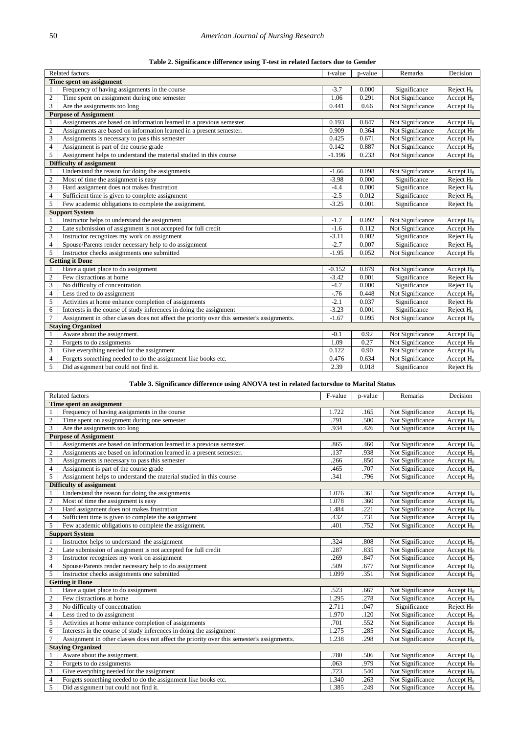**Table 2. Significance difference using T-test in related factors due to Gender**

| | Related factors | t-value | p-value | Remarks | Decision |
|---|---|---|---|---|---|
| **Time spent on assignment** | | | | | |
| 1 | Frequency of having assignments in the course | -3.7 | 0.000 | Significance | Reject $H_0$ |
| 2 | Time spent on assignment during one semester | 1.06 | 0.291 | Not Significance | Accept $H_0$ |
| 3 | Are the assignments too long | 0.441 | 0.66 | Not Significance | Accept $H_0$ |
| **Purpose of Assignment** | | | | | |
| 1 | Assignments are based on information learned in a previous semester. | 0.193 | 0.847 | Not Significance | Accept $H_0$ |
| 2 | Assignments are based on information learned in a present semester. | 0.909 | 0.364 | Not Significance | Accept $H_0$ |
| 3 | Assignments is necessary to pass this semester | 0.425 | 0.671 | Not Significance | Accept $H_0$ |
| 4 | Assignment is part of the course grade | 0.142 | 0.887 | Not Significance | Accept $H_0$ |
| 5 | Assignment helps to understand the material studied in this course | -1.196 | 0.233 | Not Significance | Accept $H_0$ |
| **Difficulty of assignment** | | | | | |
| 1 | Understand the reason for doing the assignments | -1.66 | 0.098 | Not Significance | Accept $H_0$ |
| 2 | Most of time the assignment is easy | -3.98 | 0.000 | Significance | Reject $H_0$ |
| 3 | Hard assignment does not makes frustration | -4.4 | 0.000 | Significance | Reject $H_0$ |
| 4 | Sufficient time is given to complete assignment | -2.5 | 0.012 | Significance | Reject $H_0$ |
| 5 | Few academic obligations to complete the assignment. | -3.25 | 0.001 | Significance | Reject $H_0$ |
| **Support System** | | | | | |
| 1 | Instructor helps to understand the assignment | -1.7 | 0.092 | Not Significance | Accept $H_0$ |
| 2 | Late submission of assignment is not accepted for full credit | -1.6 | 0.112 | Not Significance | Accept $H_0$ |
| 3 | Instructor recognizes my work on assignment | -3.11 | 0.002 | Significance | Reject $H_0$ |
| 4 | Spouse/Parents render necessary help to do assignment | -2.7 | 0.007 | Significance | Reject $H_0$ |
| 5 | Instructor checks assignments one submitted | -1.95 | 0.052 | Not Significance | Accept $H_0$ |
| **Getting it Done** | | | | | |
| 1 | Have a quiet place to do assignment | -0.152 | 0.879 | Not Significance | Accept $H_0$ |
| 2 | Few distractions at home | -3.42 | 0.001 | Significance | Reject $H_0$ |
| 3 | No difficulty of concentration | -4.7 | 0.000 | Significance | Reject $H_0$ |
| 4 | Less tired to do assignment | -.76 | 0.448 | Not Significance | Accept $H_0$ |
| 5 | Activities at home enhance completion of assignments | -2.1 | 0.037 | Significance | Reject $H_0$ |
| 6 | Interests in the course of study inferences in doing the assignment | -3.23 | 0.001 | Significance | Reject $H_0$ |
| 7 | Assignment in other classes does not affect the priority over this semester's assignments. | -1.67 | 0.095 | Not Significance | Accept $H_0$ |
| **Staying Organized** | | | | | |
| 1 | Aware about the assignment. | -0.1 | 0.92 | Not Significance | Accept $H_0$ |
| 2 | Forgets to do assignments | 1.09 | 0.27 | Not Significance | Accept $H_0$ |
| 3 | Give everything needed for the assignment | 0.122 | 0.90 | Not Significance | Accept $H_0$ |
| 4 | Forgets something needed to do the assignment like books etc. | 0.476 | 0.634 | Not Significance | Accept $H_0$ |
| 5 | Did assignment but could not find it. | 2.39 | 0.018 | Significance | Reject $H_0$ |

**Table 3. Significance difference using ANOVA test in related factorsdue to Marital Status**

| | Related factors | F-value | p-value | Remarks | Decision |
|---|---|---|---|---|---|
| **Time spent on assignment** | | | | | |
| 1 | Frequency of having assignments in the course | 1.722 | .165 | Not Significance | Accept $H_0$ |
| 2 | Time spent on assignment during one semester | .791 | .500 | Not Significance | Accept $H_0$ |
| 3 | Are the assignments too long | .934 | .426 | Not Significance | Accept $H_0$ |
| **Purpose of Assignment** | | | | | |
| 1 | Assignments are based on information learned in a previous semester. | .865 | .460 | Not Significance | Accept $H_0$ |
| 2 | Assignments are based on information learned in a present semester. | .137 | .938 | Not Significance | Accept $H_0$ |
| 3 | Assignments is necessary to pass this semester | .266 | .850 | Not Significance | Accept $H_0$ |
| 4 | Assignment is part of the course grade | .465 | .707 | Not Significance | Accept $H_0$ |
| 5 | Assignment helps to understand the material studied in this course | .341 | .796 | Not Significance | Accept $H_0$ |
| **Difficulty of assignment** | | | | | |
| 1 | Understand the reason for doing the assignments | 1.076 | .361 | Not Significance | Accept $H_0$ |
| 2 | Most of time the assignment is easy | 1.078 | .360 | Not Significance | Accept $H_0$ |
| 3 | Hard assignment does not makes frustration | 1.484 | .221 | Not Significance | Accept $H_0$ |
| 4 | Sufficient time is given to complete the assignment | .432 | .731 | Not Significance | Accept $H_0$ |
| 5 | Few academic obligations to complete the assignment. | .401 | .752 | Not Significance | Accept $H_0$ |
| **Support System** | | | | | |
| 1 | Instructor helps to understand the assignment | .324 | .808 | Not Significance | Accept $H_0$ |
| 2 | Late submission of assignment is not accepted for full credit | .287 | .835 | Not Significance | Accept $H_0$ |
| 3 | Instructor recognizes my work on assignment | .269 | .847 | Not Significance | Accept $H_0$ |
| 4 | Spouse/Parents render necessary help to do assignment | .509 | .677 | Not Significance | Accept $H_0$ |
| 5 | Instructor checks assignments one submitted | 1.099 | .351 | Not Significance | Accept $H_0$ |
| **Getting it Done** | | | | | |
| 1 | Have a quiet place to do assignment | .523 | .667 | Not Significance | Accept $H_0$ |
| 2 | Few distractions at home | 1.295 | .278 | Not Significance | Accept $H_0$ |
| 3 | No difficulty of concentration | 2.711 | .047 | Significance | Reject $H_0$ |
| 4 | Less tired to do assignment | 1.970 | .120 | Not Significance | Accept $H_0$ |
| 5 | Activities at home enhance completion of assignments | .701 | .552 | Not Significance | Accept $H_0$ |
| 6 | Interests in the course of study inferences in doing the assignment | 1.275 | .285 | Not Significance | Accept $H_0$ |
| 7 | Assignment in other classes does not affect the priority over this semester's assignments. | 1.238 | .298 | Not Significance | Accept $H_0$ |
| **Staying Organized** | | | | | |
| 1 | Aware about the assignment. | .780 | .506 | Not Significance | Accept $H_0$ |
| 2 | Forgets to do assignments | .063 | .979 | Not Significance | Accept $H_0$ |
| 3 | Give everything needed for the assignment | .723 | .540 | Not Significance | Accept $H_0$ |
| 4 | Forgets something needed to do the assignment like books etc. | 1.340 | .263 | Not Significance | Accept $H_0$ |
| 5 | Did assignment but could not find it. | 1.385 | .249 | Not Significance | Accept $H_0$ |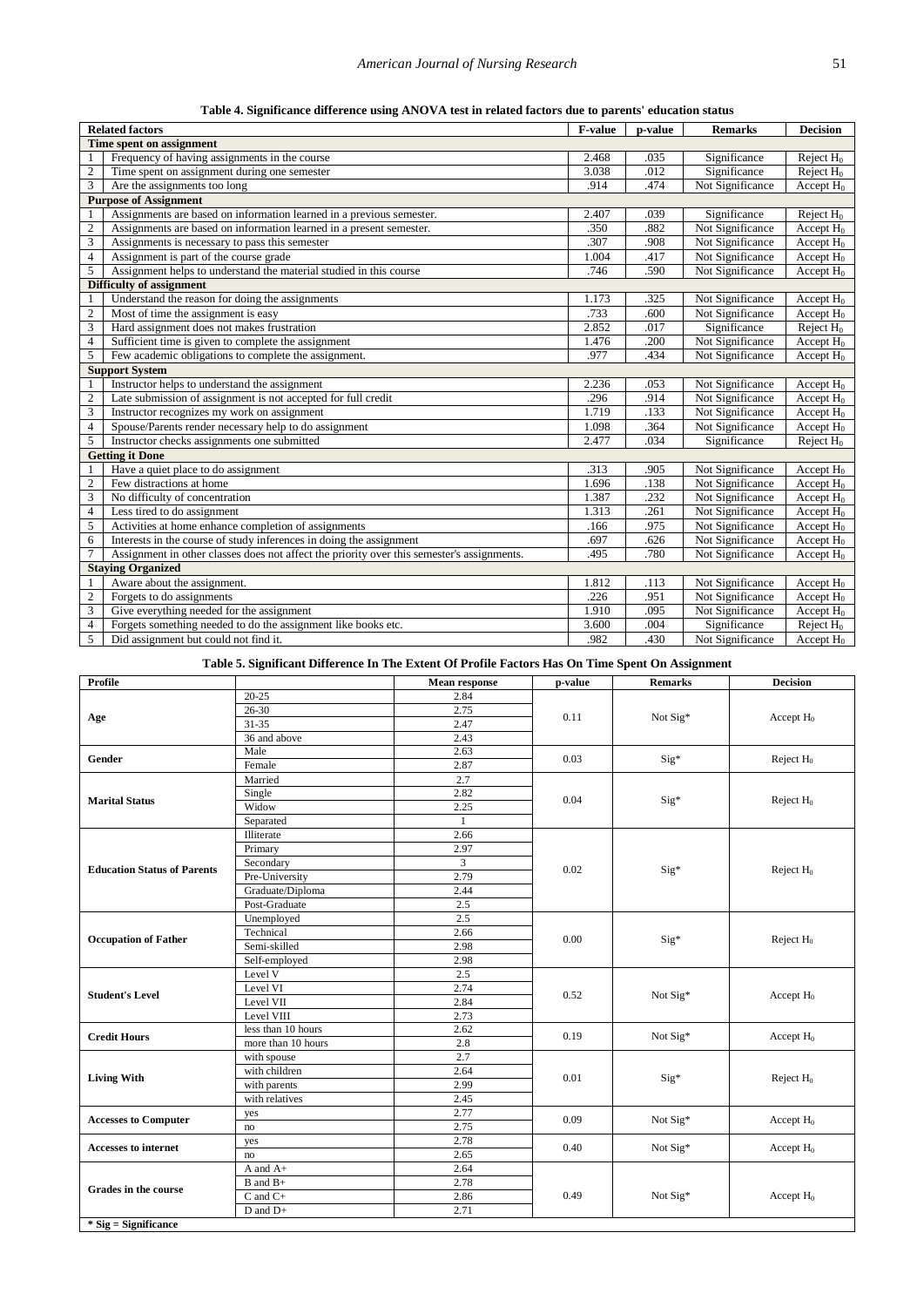**Table 4. Significance difference using ANOVA test in related factors due to parents' education status**

| | Related factors | F-value | p-value | Remarks | Decision |
|---|---|---|---|---|---|
| **Time spent on assignment** | | | | | |
| 1 | Frequency of having assignments in the course | 2.468 | .035 | Significance | Reject $H_0$ |
| 2 | Time spent on assignment during one semester | 3.038 | .012 | Significance | Reject $H_0$ |
| 3 | Are the assignments too long | .914 | .474 | Not Significance | Accept $H_0$ |
| **Purpose of Assignment** | | | | | |
| 1 | Assignments are based on information learned in a previous semester. | 2.407 | .039 | Significance | Reject $H_0$ |
| 2 | Assignments are based on information learned in a present semester. | .350 | .882 | Not Significance | Accept $H_0$ |
| 3 | Assignments is necessary to pass this semester | .307 | .908 | Not Significance | Accept $H_0$ |
| 4 | Assignment is part of the course grade | 1.004 | .417 | Not Significance | Accept $H_0$ |
| 5 | Assignment helps to understand the material studied in this course | .746 | .590 | Not Significance | Accept $H_0$ |
| **Difficulty of assignment** | | | | | |
| 1 | Understand the reason for doing the assignments | 1.173 | .325 | Not Significance | Accept $H_0$ |
| 2 | Most of time the assignment is easy | .733 | .600 | Not Significance | Accept $H_0$ |
| 3 | Hard assignment does not makes frustration | 2.852 | .017 | Significance | Reject $H_0$ |
| 4 | Sufficient time is given to complete the assignment | 1.476 | .200 | Not Significance | Accept $H_0$ |
| 5 | Few academic obligations to complete the assignment. | .977 | .434 | Not Significance | Accept $H_0$ |
| **Support System** | | | | | |
| 1 | Instructor helps to understand the assignment | 2.236 | .053 | Not Significance | Accept $H_0$ |
| 2 | Late submission of assignment is not accepted for full credit | .296 | .914 | Not Significance | Accept $H_0$ |
| 3 | Instructor recognizes my work on assignment | 1.719 | .133 | Not Significance | Accept $H_0$ |
| 4 | Spouse/Parents render necessary help to do assignment | 1.098 | .364 | Not Significance | Accept $H_0$ |
| 5 | Instructor checks assignments one submitted | 2.477 | .034 | Significance | Reject $H_0$ |
| **Getting it Done** | | | | | |
| 1 | Have a quiet place to do assignment | .313 | .905 | Not Significance | Accept $H_0$ |
| 2 | Few distractions at home | 1.696 | .138 | Not Significance | Accept $H_0$ |
| 3 | No difficulty of concentration | 1.387 | .232 | Not Significance | Accept $H_0$ |
| 4 | Less tired to do assignment | 1.313 | .261 | Not Significance | Accept $H_0$ |
| 5 | Activities at home enhance completion of assignments | .166 | .975 | Not Significance | Accept $H_0$ |
| 6 | Interests in the course of study inferences in doing the assignment | .697 | .626 | Not Significance | Accept $H_0$ |
| 7 | Assignment in other classes does not affect the priority over this semester's assignments. | .495 | .780 | Not Significance | Accept $H_0$ |
| **Staying Organized** | | | | | |
| 1 | Aware about the assignment. | 1.812 | .113 | Not Significance | Accept $H_0$ |
| 2 | Forgets to do assignments | .226 | .951 | Not Significance | Accept $H_0$ |
| 3 | Give everything needed for the assignment | 1.910 | .095 | Not Significance | Accept $H_0$ |
| 4 | Forgets something needed to do the assignment like books etc. | 3.600 | .004 | Significance | Reject $H_0$ |
| 5 | Did assignment but could not find it. | .982 | .430 | Not Significance | Accept $H_0$ |

**Table 5. Significant Difference In The Extent Of Profile Factors Has On Time Spent On Assignment**

| Profile | | Mean response | p-value | Remarks | Decision |
|---|---|---|---|---|---|
| Age | 20-25 | 2.84 | 0.11 | Not Sig* | Accept $H_0$ |
| | 26-30 | 2.75 | | | |
| | 31-35 | 2.47 | | | |
| | 36 and above | 2.43 | | | |
| Gender | Male | 2.63 | 0.03 | Sig* | Reject $H_0$ |
| | Female | 2.87 | | | |
| Marital Status | Married | 2.7 | 0.04 | Sig* | Reject $H_0$ |
| | Single | 2.82 | | | |
| | Widow | 2.25 | | | |
| | Separated | 1 | | | |
| Education Status of Parents | Illiterate | 2.66 | 0.02 | Sig* | Reject $H_0$ |
| | Primary | 2.97 | | | |
| | Secondary | 3 | | | |
| | Pre-University | 2.79 | | | |
| | Graduate/Diploma | 2.44 | | | |
| | Post-Graduate | 2.5 | | | |
| Occupation of Father | Unemployed | 2.5 | 0.00 | Sig* | Reject $H_0$ |
| | Technical | 2.66 | | | |
| | Semi-skilled | 2.98 | | | |
| | Self-employed | 2.98 | | | |
| Student's Level | Level V | 2.5 | 0.52 | Not Sig* | Accept $H_0$ |
| | Level VI | 2.74 | | | |
| | Level VII | 2.84 | | | |
| | Level VIII | 2.73 | | | |
| Credit Hours | less than 10 hours | 2.62 | 0.19 | Not Sig* | Accept $H_0$ |
| | more than 10 hours | 2.8 | | | |
| Living With | with spouse | 2.7 | 0.01 | Sig* | Reject $H_0$ |
| | with children | 2.64 | | | |
| | with parents | 2.99 | | | |
| | with relatives | 2.45 | | | |
| Accesses to Computer | yes | 2.77 | 0.09 | Not Sig* | Accept $H_0$ |
| | no | 2.75 | | | |
| Accesses to internet | yes | 2.78 | 0.40 | Not Sig* | Accept $H_0$ |
| | no | 2.65 | | | |
| Grades in the course | A and A+ | 2.64 | 0.49 | Not Sig* | Accept $H_0$ |
| | B and B+ | 2.78 | | | |
| | C and C+ | 2.86 | | | |
| | D and D+ | 2.71 | | | |

**\* Sig = Significance**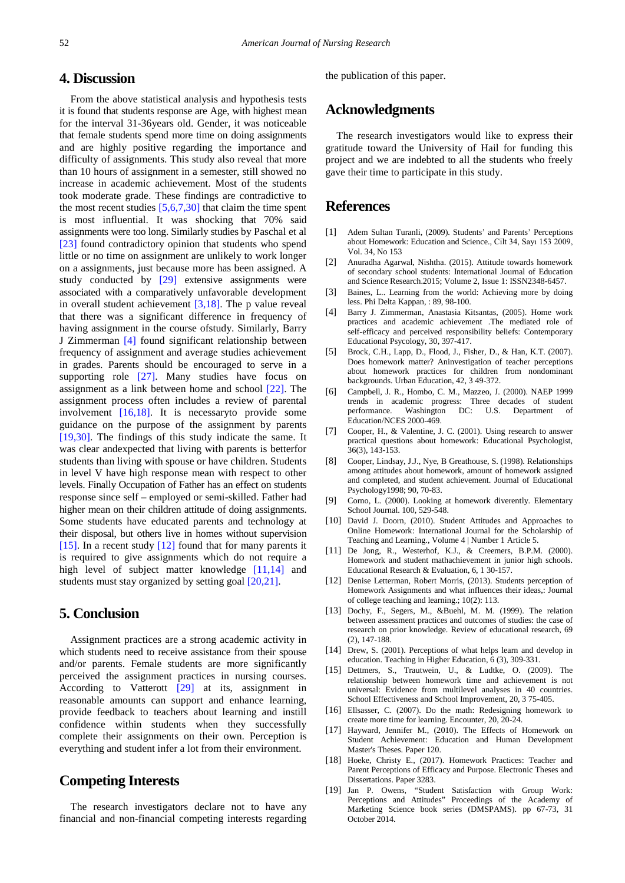## 4. Discussion

From the above statistical analysis and hypothesis tests it is found that students response are Age, with highest mean for the interval 31-36years old. Gender, it was noticeable that female students spend more time on doing assignments and are highly positive regarding the importance and difficulty of assignments. This study also reveal that more than 10 hours of assignment in a semester, still showed no increase in academic achievement. Most of the students took moderate grade. These findings are contradictive to the most recent studies [5,6,7,30] that claim the time spent is most influential. It was shocking that 70% said assignments were too long. Similarly studies by Paschal et al [23] found contradictory opinion that students who spend little or no time on assignment are unlikely to work longer on a assignments, just because more has been assigned. A study conducted by [29] extensive assignments were associated with a comparatively unfavorable development in overall student achievement [3,18]. The p value reveal that there was a significant difference in frequency of having assignment in the course ofstudy. Similarly, Barry J Zimmerman [4] found significant relationship between frequency of assignment and average studies achievement in grades. Parents should be encouraged to serve in a supporting role [27]. Many studies have focus on assignment as a link between home and school [22]. The assignment process often includes a review of parental involvement [16,18]. It is necessaryto provide some guidance on the purpose of the assignment by parents [19,30]. The findings of this study indicate the same. It was clear andexpected that living with parents is betterfor students than living with spouse or have children. Students in level V have high response mean with respect to other levels. Finally Occupation of Father has an effect on students response since self – employed or semi-skilled. Father had higher mean on their children attitude of doing assignments. Some students have educated parents and technology at their disposal, but others live in homes without supervision [15]. In a recent study [12] found that for many parents it is required to give assignments which do not require a high level of subject matter knowledge [11,14] and students must stay organized by setting goal [20,21].

## 5. Conclusion

Assignment practices are a strong academic activity in which students need to receive assistance from their spouse and/or parents. Female students are more significantly perceived the assignment practices in nursing courses. According to Vatterott [29] at its, assignment in reasonable amounts can support and enhance learning, provide feedback to teachers about learning and instill confidence within students when they successfully complete their assignments on their own. Perception is everything and student infer a lot from their environment.

## Competing Interests

The research investigators declare not to have any financial and non-financial competing interests regarding the publication of this paper.

## Acknowledgments

The research investigators would like to express their gratitude toward the University of Hail for funding this project and we are indebted to all the students who freely gave their time to participate in this study.

## References

[1] Adem Sultan Turanli, (2009). Students' and Parents' Perceptions about Homework: Education and Science., Cilt 34, Sayı 153 2009, Vol. 34, No 153

[2] Anuradha Agarwal, Nishtha. (2015). Attitude towards homework of secondary school students: International Journal of Education and Science Research.2015; Volume 2, Issue 1: ISSN2348-6457.

[3] Baines, L. Learning from the world: Achieving more by doing less. Phi Delta Kappan, : 89, 98-100.

[4] Barry J. Zimmerman, Anastasia Kitsantas, (2005). Home work practices and academic achievement .The mediated role of self-efficacy and perceived responsibility beliefs: Contemporary Educational Psycology, 30, 397-417.

[5] Brock, C.H., Lapp, D., Flood, J., Fisher, D., & Han, K.T. (2007). Does homework matter? Aninvestigation of teacher perceptions about homework practices for children from nondominant backgrounds. Urban Education, 42, 3 49-372.

[6] Campbell, J. R., Hombo, C. M., Mazzeo, J. (2000). NAEP 1999 trends in academic progress: Three decades of student performance. Washington DC: U.S. Department of Education/NCES 2000-469.

[7] Cooper, H., & Valentine, J. C. (2001). Using research to answer practical questions about homework: Educational Psychologist, 36(3), 143-153.

[8] Cooper, Lindsay, J.J., Nye, B Greathouse, S. (1998). Relationships among attitudes about homework, amount of homework assigned and completed, and student achievement. Journal of Educational Psychology1998; 90, 70-83.

[9] Corno, L. (2000). Looking at homework diverently. Elementary School Journal. 100, 529-548.

[10] David J. Doorn, (2010). Student Attitudes and Approaches to Online Homework: International Journal for the Scholarship of Teaching and Learning., Volume 4 | Number 1 Article 5.

[11] De Jong, R., Westerhof, K.J., & Creemers, B.P.M. (2000). Homework and student mathachievement in junior high schools. Educational Research & Evaluation, 6, 1 30-157.

[12] Denise Letterman, Robert Morris, (2013). Students perception of Homework Assignments and what influences their ideas,: Journal of college teaching and learning.; 10(2): 113.

[13] Dochy, F., Segers, M., &Buehl, M. M. (1999). The relation between assessment practices and outcomes of studies: the case of research on prior knowledge. Review of educational research, 69 (2), 147-188.

[14] Drew, S. (2001). Perceptions of what helps learn and develop in education. Teaching in Higher Education, 6 (3), 309-331.

[15] Dettmers, S., Trautwein, U., & Ludtke, O. (2009). The relationship between homework time and achievement is not universal: Evidence from multilevel analyses in 40 countries. School Effectiveness and School Improvement, 20, 3 75-405.

[16] Ellsasser, C. (2007). Do the math: Redesigning homework to create more time for learning. Encounter, 20, 20-24.

[17] Hayward, Jennifer M., (2010). The Effects of Homework on Student Achievement: Education and Human Development Master's Theses. Paper 120.

[18] Hoeke, Christy E., (2017). Homework Practices: Teacher and Parent Perceptions of Efficacy and Purpose. Electronic Theses and Dissertations. Paper 3283.

[19] Jan P. Owens, "Student Satisfaction with Group Work: Perceptions and Attitudes" Proceedings of the Academy of Marketing Science book series (DMSPAMS). pp 67-73, 31 October 2014.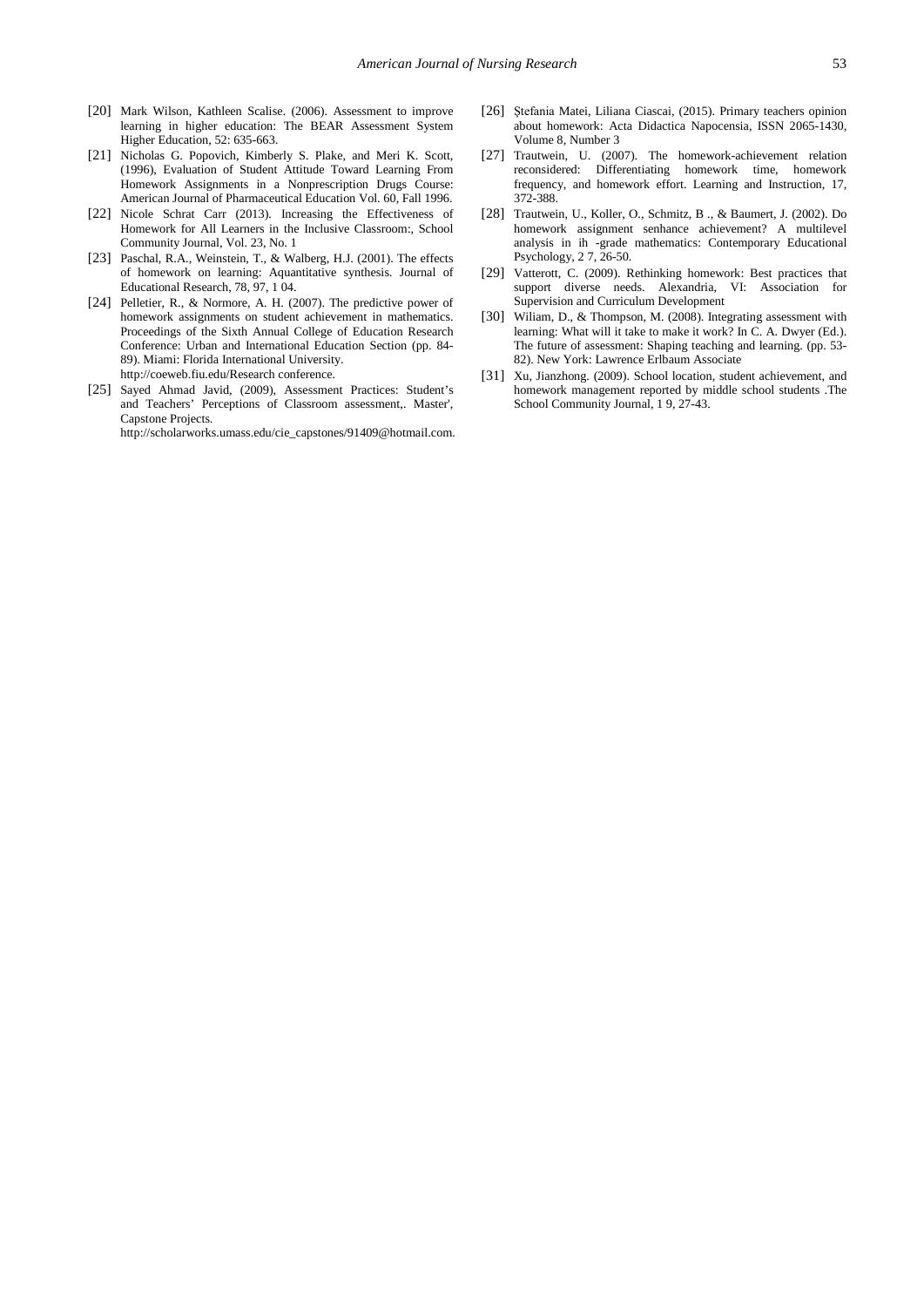[20] Mark Wilson, Kathleen Scalise. (2006). Assessment to improve learning in higher education: The BEAR Assessment System Higher Education, 52: 635-663.

[21] Nicholas G. Popovich, Kimberly S. Plake, and Meri K. Scott, (1996), Evaluation of Student Attitude Toward Learning From Homework Assignments in a Nonprescription Drugs Course: American Journal of Pharmaceutical Education Vol. 60, Fall 1996.

[22] Nicole Schrat Carr (2013). Increasing the Effectiveness of Homework for All Learners in the Inclusive Classroom:, School Community Journal, Vol. 23, No. 1

[23] Paschal, R.A., Weinstein, T., & Walberg, H.J. (2001). The effects of homework on learning: Aquantitative synthesis. Journal of Educational Research, 78, 97, 1 04.

[24] Pelletier, R., & Normore, A. H. (2007). The predictive power of homework assignments on student achievement in mathematics. Proceedings of the Sixth Annual College of Education Research Conference: Urban and International Education Section (pp. 84-89). Miami: Florida International University. http://coeweb.fiu.edu/Research conference.

[25] Sayed Ahmad Javid, (2009), Assessment Practices: Student's and Teachers' Perceptions of Classroom assessment,. Master', Capstone Projects. http://scholarworks.umass.edu/cie_capstones/91409@hotmail.com.

[26] Ştefania Matei, Liliana Ciascai, (2015). Primary teachers opinion about homework: Acta Didactica Napocensia, ISSN 2065-1430, Volume 8, Number 3

[27] Trautwein, U. (2007). The homework-achievement relation reconsidered: Differentiating homework time, homework frequency, and homework effort. Learning and Instruction, 17, 372-388.

[28] Trautwein, U., Koller, O., Schmitz, B ., & Baumert, J. (2002). Do homework assignment senhance achievement? A multilevel analysis in ih -grade mathematics: Contemporary Educational Psychology, 2 7, 26-50.

[29] Vatterott, C. (2009). Rethinking homework: Best practices that support diverse needs. Alexandria, VI: Association for Supervision and Curriculum Development

[30] Wiliam, D., & Thompson, M. (2008). Integrating assessment with learning: What will it take to make it work? In C. A. Dwyer (Ed.). The future of assessment: Shaping teaching and learning. (pp. 53-82). New York: Lawrence Erlbaum Associate

[31] Xu, Jianzhong. (2009). School location, student achievement, and homework management reported by middle school students .The School Community Journal, 1 9, 27-43.